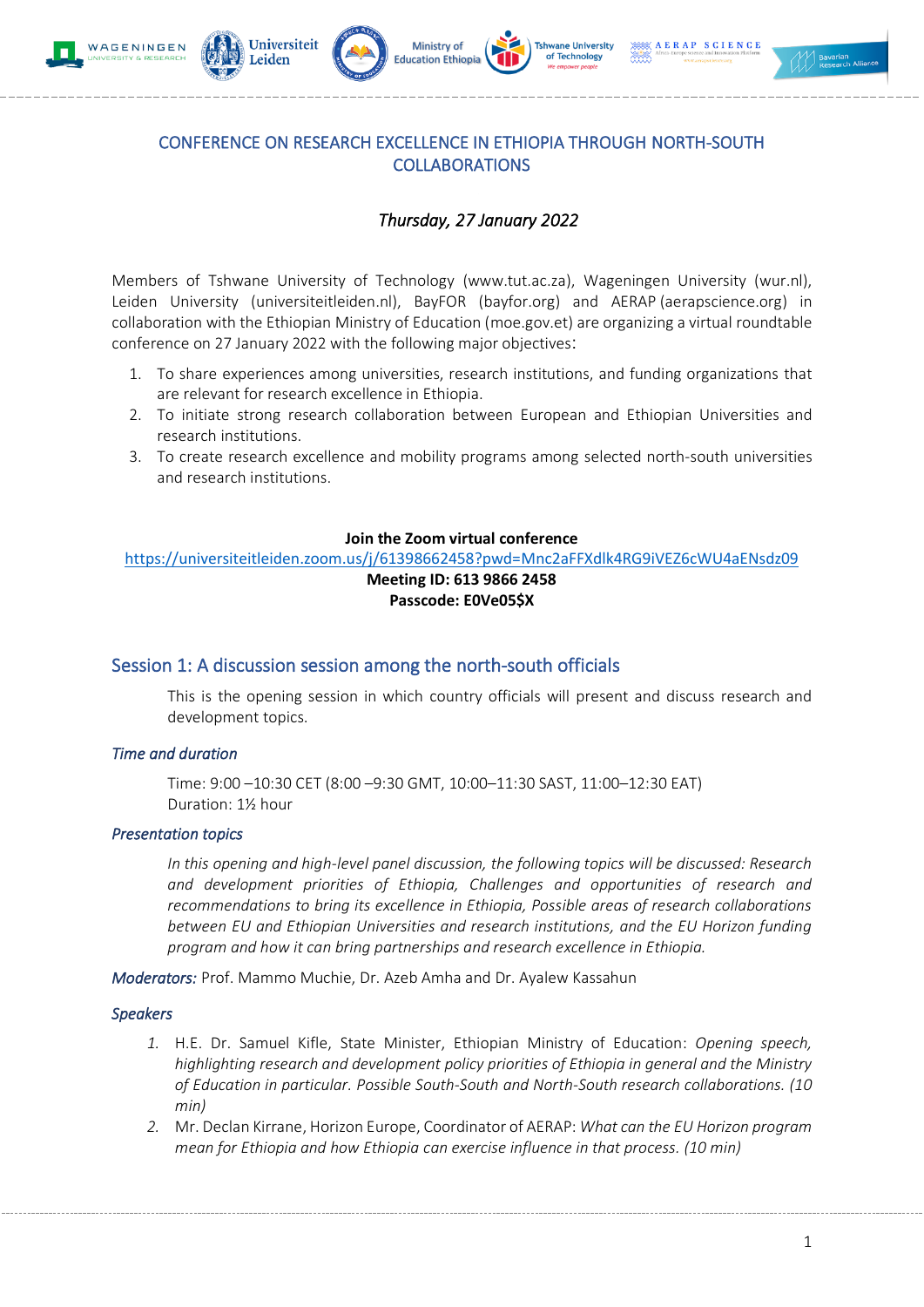# CONFERENCE ON RESEARCH EXCELLENCE IN ETHIOPIA THROUGH NORTH-SOUTH COLLABORATIONS

*Thursday, 27 January 2022*

Members of Tshwane University of Technology (www.tut.ac.za), Wageningen University (wur.nl), Leiden University (universiteitleiden.nl), BayFOR (bayfor.org) and AERAP (aerapscience.org) in collaboration with the Ethiopian Ministry of Education (moe.gov.et) are organizing a virtual roundtable conference on 27 January 2022 with the following major objectives:

1. To share experiences among universities, research institutions, and funding organizations that are relevant for research excellence in Ethiopia.
2. To initiate strong research collaboration between European and Ethiopian Universities and research institutions.
3. To create research excellence and mobility programs among selected north-south universities and research institutions.

**Join the Zoom virtual conference**
https://universiteitleiden.zoom.us/j/61398662458?pwd=Mnc2aFFXdlk4RG9iVEZ6cWU4aENsdz09
**Meeting ID: 613 9866 2458**
**Passcode: E0Ve05$X**

## Session 1: A discussion session among the north-south officials

This is the opening session in which country officials will present and discuss research and development topics.

### *Time and duration*

Time: 9:00 –10:30 CET (8:00 –9:30 GMT, 10:00–11:30 SAST, 11:00–12:30 EAT)
Duration: 1½ hour

### *Presentation topics*

*In this opening and high-level panel discussion, the following topics will be discussed: Research and development priorities of Ethiopia, Challenges and opportunities of research and recommendations to bring its excellence in Ethiopia, Possible areas of research collaborations between EU and Ethiopian Universities and research institutions, and the EU Horizon funding program and how it can bring partnerships and research excellence in Ethiopia.*

***Moderators:*** Prof. Mammo Muchie, Dr. Azeb Amha and Dr. Ayalew Kassahun

### *Speakers*

1. H.E. Dr. Samuel Kifle, State Minister, Ethiopian Ministry of Education: *Opening speech, highlighting research and development policy priorities of Ethiopia in general and the Ministry of Education in particular. Possible South-South and North-South research collaborations. (10 min)*
2. Mr. Declan Kirrane, Horizon Europe, Coordinator of AERAP: *What can the EU Horizon program mean for Ethiopia and how Ethiopia can exercise influence in that process. (10 min)*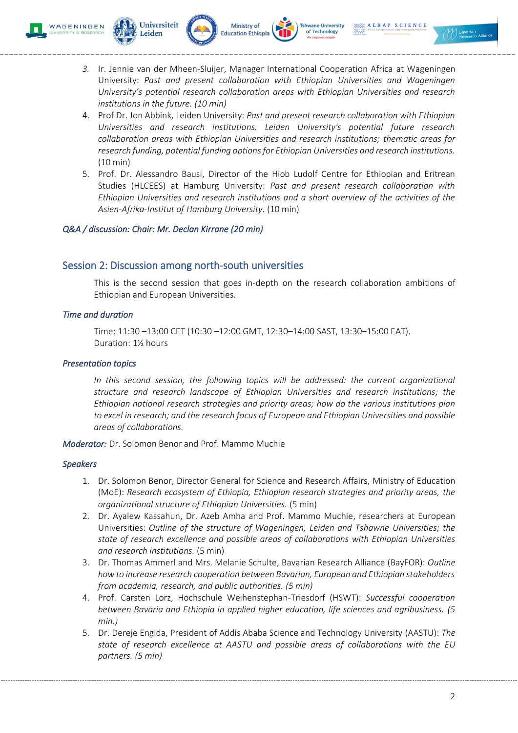3. Ir. Jennie van der Mheen-Sluijer, Manager International Cooperation Africa at Wageningen University: *Past and present collaboration with Ethiopian Universities and Wageningen University's potential research collaboration areas with Ethiopian Universities and research institutions in the future. (10 min)*
4. Prof Dr. Jon Abbink, Leiden University: *Past and present research collaboration with Ethiopian Universities and research institutions. Leiden University's potential future research collaboration areas with Ethiopian Universities and research institutions; thematic areas for research funding, potential funding options for Ethiopian Universities and research institutions.* (10 min)
5. Prof. Dr. Alessandro Bausi, Director of the Hiob Ludolf Centre for Ethiopian and Eritrean Studies (HLCEES) at Hamburg University: *Past and present research collaboration with Ethiopian Universities and research institutions and a short overview of the activities of the Asien-Afrika-Institut of Hamburg University.* (10 min)

*Q&A / discussion: Chair: Mr. Declan Kirrane (20 min)*

## Session 2: Discussion among north-south universities

This is the second session that goes in-depth on the research collaboration ambitions of Ethiopian and European Universities.

### *Time and duration*

Time: 11:30 –13:00 CET (10:30 –12:00 GMT, 12:30–14:00 SAST, 13:30–15:00 EAT).
Duration: 1½ hours

### *Presentation topics*

*In this second session, the following topics will be addressed: the current organizational structure and research landscape of Ethiopian Universities and research institutions; the Ethiopian national research strategies and priority areas; how do the various institutions plan to excel in research; and the research focus of European and Ethiopian Universities and possible areas of collaborations.*

*Moderator:* Dr. Solomon Benor and Prof. Mammo Muchie

### *Speakers*

1. Dr. Solomon Benor, Director General for Science and Research Affairs, Ministry of Education (MoE): *Research ecosystem of Ethiopia, Ethiopian research strategies and priority areas, the organizational structure of Ethiopian Universities.* (5 min)
2. Dr. Ayalew Kassahun, Dr. Azeb Amha and Prof. Mammo Muchie, researchers at European Universities: *Outline of the structure of Wageningen, Leiden and Tshawne Universities; the state of research excellence and possible areas of collaborations with Ethiopian Universities and research institutions.* (5 min)
3. Dr. Thomas Ammerl and Mrs. Melanie Schulte, Bavarian Research Alliance (BayFOR): *Outline how to increase research cooperation between Bavarian, European and Ethiopian stakeholders from academia, research, and public authorities. (5 min)*
4. Prof. Carsten Lorz, Hochschule Weihenstephan-Triesdorf (HSWT): *Successful cooperation between Bavaria and Ethiopia in applied higher education, life sciences and agribusiness. (5 min.)*
5. Dr. Dereje Engida, President of Addis Ababa Science and Technology University (AASTU): *The state of research excellence at AASTU and possible areas of collaborations with the EU partners. (5 min)*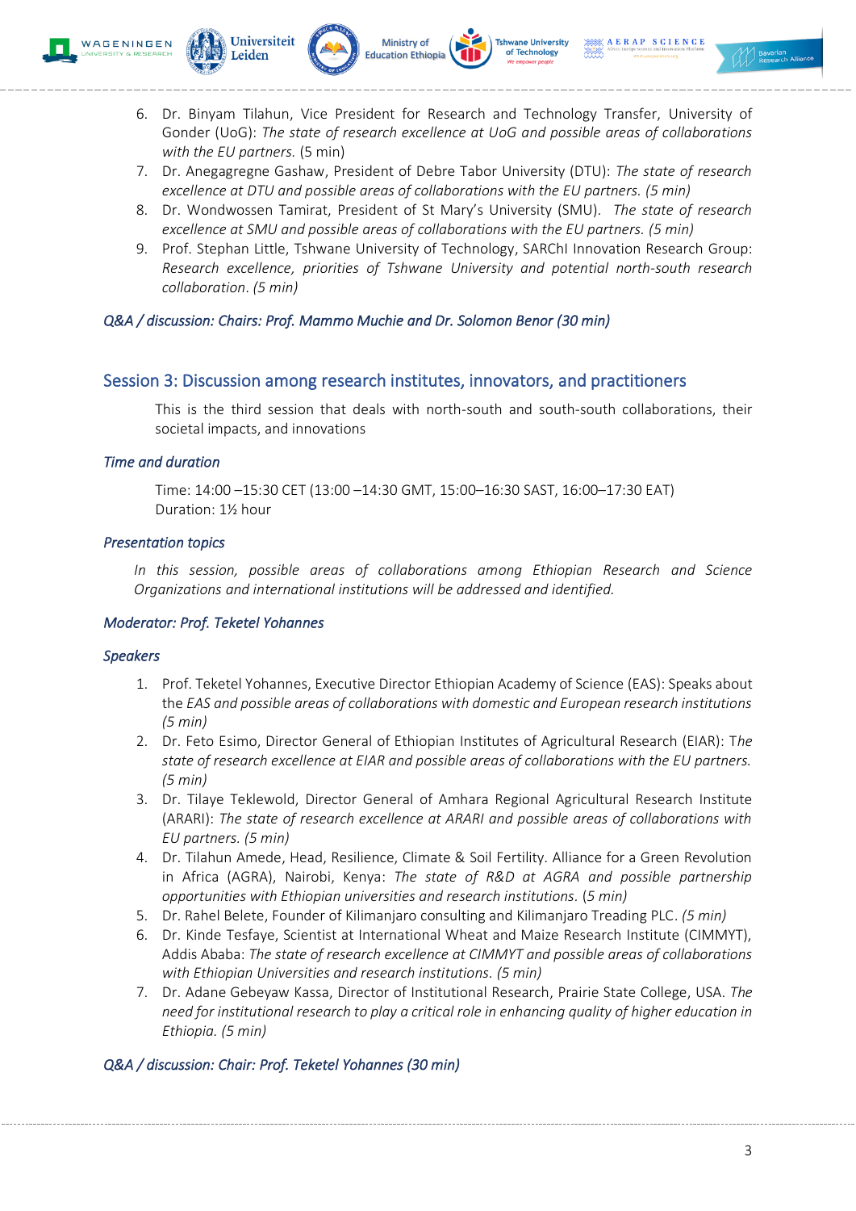6. Dr. Binyam Tilahun, Vice President for Research and Technology Transfer, University of Gonder (UoG): *The state of research excellence at UoG and possible areas of collaborations with the EU partners.* (5 min)
7. Dr. Anegagregne Gashaw, President of Debre Tabor University (DTU): *The state of research excellence at DTU and possible areas of collaborations with the EU partners. (5 min)*
8. Dr. Wondwossen Tamirat, President of St Mary's University (SMU). *The state of research excellence at SMU and possible areas of collaborations with the EU partners. (5 min)*
9. Prof. Stephan Little, Tshwane University of Technology, SARChI Innovation Research Group: *Research excellence, priorities of Tshwane University and potential north-south research collaboration. (5 min)*

*Q&A / discussion: Chairs: Prof. Mammo Muchie and Dr. Solomon Benor (30 min)*

## Session 3: Discussion among research institutes, innovators, and practitioners

This is the third session that deals with north-south and south-south collaborations, their societal impacts, and innovations

### *Time and duration*

Time: 14:00 –15:30 CET (13:00 –14:30 GMT, 15:00–16:30 SAST, 16:00–17:30 EAT)
Duration: 1½ hour

### *Presentation topics*

*In this session, possible areas of collaborations among Ethiopian Research and Science Organizations and international institutions will be addressed and identified.*

### *Moderator: Prof. Teketel Yohannes*

### *Speakers*

1. Prof. Teketel Yohannes, Executive Director Ethiopian Academy of Science (EAS): Speaks about the *EAS and possible areas of collaborations with domestic and European research institutions (5 min)*
2. Dr. Feto Esimo, Director General of Ethiopian Institutes of Agricultural Research (EIAR): T*he state of research excellence at EIAR and possible areas of collaborations with the EU partners. (5 min)*
3. Dr. Tilaye Teklewold, Director General of Amhara Regional Agricultural Research Institute (ARARI): *The state of research excellence at ARARI and possible areas of collaborations with EU partners. (5 min)*
4. Dr. Tilahun Amede, Head, Resilience, Climate & Soil Fertility. Alliance for a Green Revolution in Africa (AGRA), Nairobi, Kenya: *The state of R&D at AGRA and possible partnership opportunities with Ethiopian universities and research institutions*. (*5 min)*
5. Dr. Rahel Belete, Founder of Kilimanjaro consulting and Kilimanjaro Treading PLC. *(5 min)*
6. Dr. Kinde Tesfaye, Scientist at International Wheat and Maize Research Institute (CIMMYT), Addis Ababa: *The state of research excellence at CIMMYT and possible areas of collaborations with Ethiopian Universities and research institutions. (5 min)*
7. Dr. Adane Gebeyaw Kassa, Director of Institutional Research, Prairie State College, USA. *The need for institutional research to play a critical role in enhancing quality of higher education in Ethiopia. (5 min)*

*Q&A / discussion: Chair: Prof. Teketel Yohannes (30 min)*